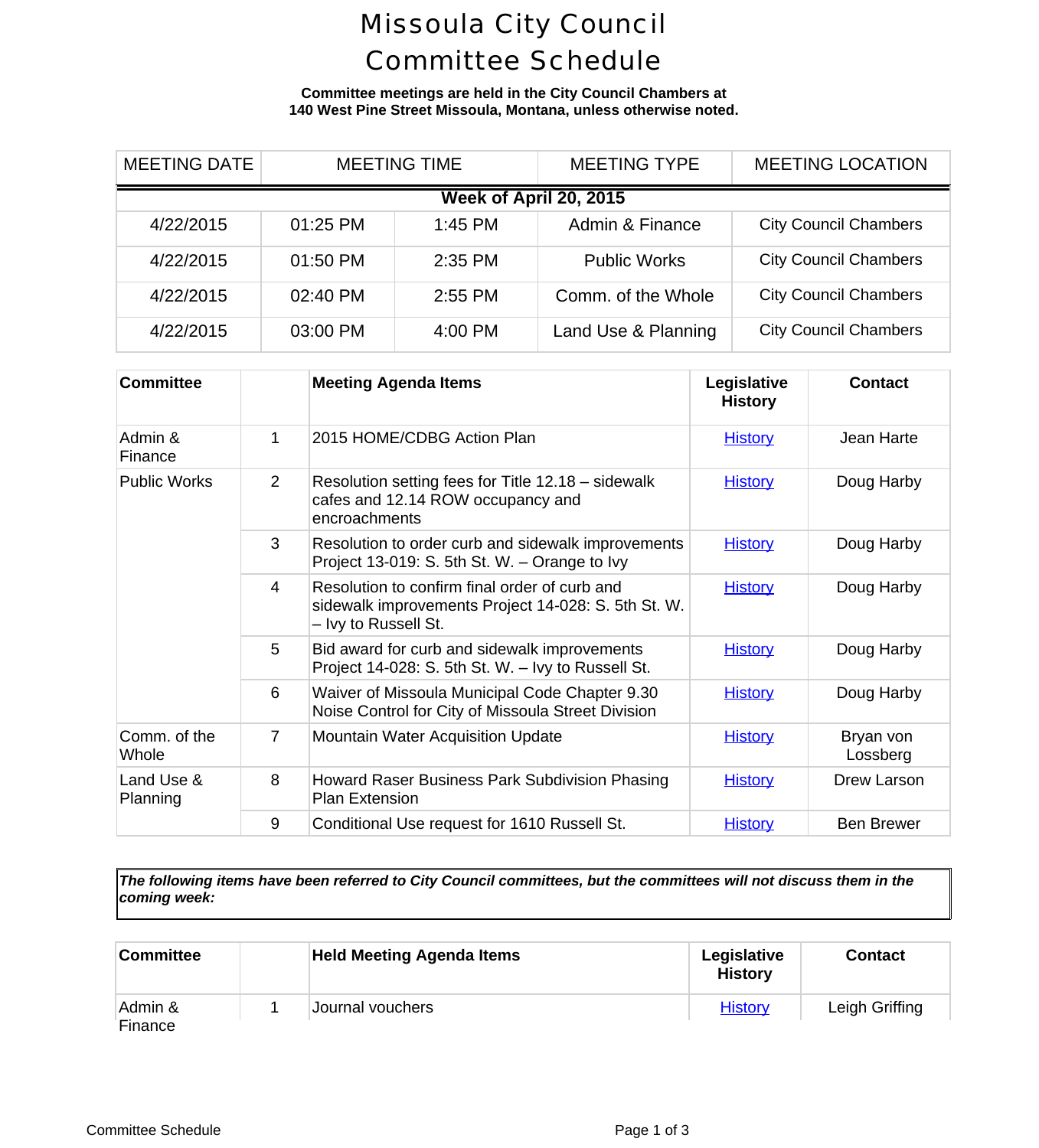# Missoula City Council Committee Schedule

**Committee meetings are held in the City Council Chambers at 140 West Pine Street Missoula, Montana, unless otherwise noted.**

| MEETING DATE | MEETING TIME | | MEETING TYPE | MEETING LOCATION |
|---|---|---|---|---|
| **Week of April 20, 2015** | | | | |
| 4/22/2015 | 01:25 PM | 1:45 PM | Admin & Finance | City Council Chambers |
| 4/22/2015 | 01:50 PM | 2:35 PM | Public Works | City Council Chambers |
| 4/22/2015 | 02:40 PM | 2:55 PM | Comm. of the Whole | City Council Chambers |
| 4/22/2015 | 03:00 PM | 4:00 PM | Land Use & Planning | City Council Chambers |

| Committee | | Meeting Agenda Items | Legislative History | Contact |
|---|---|---|---|---|
| Admin & Finance | 1 | 2015 HOME/CDBG Action Plan | History | Jean Harte |
| Public Works | 2 | Resolution setting fees for Title 12.18 – sidewalk cafes and 12.14 ROW occupancy and encroachments | History | Doug Harby |
| | 3 | Resolution to order curb and sidewalk improvements Project 13-019: S. 5th St. W. – Orange to Ivy | History | Doug Harby |
| | 4 | Resolution to confirm final order of curb and sidewalk improvements Project 14-028: S. 5th St. W. – Ivy to Russell St. | History | Doug Harby |
| | 5 | Bid award for curb and sidewalk improvements Project 14-028: S. 5th St. W. – Ivy to Russell St. | History | Doug Harby |
| | 6 | Waiver of Missoula Municipal Code Chapter 9.30 Noise Control for City of Missoula Street Division | History | Doug Harby |
| Comm. of the Whole | 7 | Mountain Water Acquisition Update | History | Bryan von Lossberg |
| Land Use & Planning | 8 | Howard Raser Business Park Subdivision Phasing Plan Extension | History | Drew Larson |
| | 9 | Conditional Use request for 1610 Russell St. | History | Ben Brewer |

***The following items have been referred to City Council committees, but the committees will not discuss them in the coming week:***

| Committee | | Held Meeting Agenda Items | Legislative History | Contact |
|---|---|---|---|---|
| Admin & Finance | 1 | Journal vouchers | History | Leigh Griffing |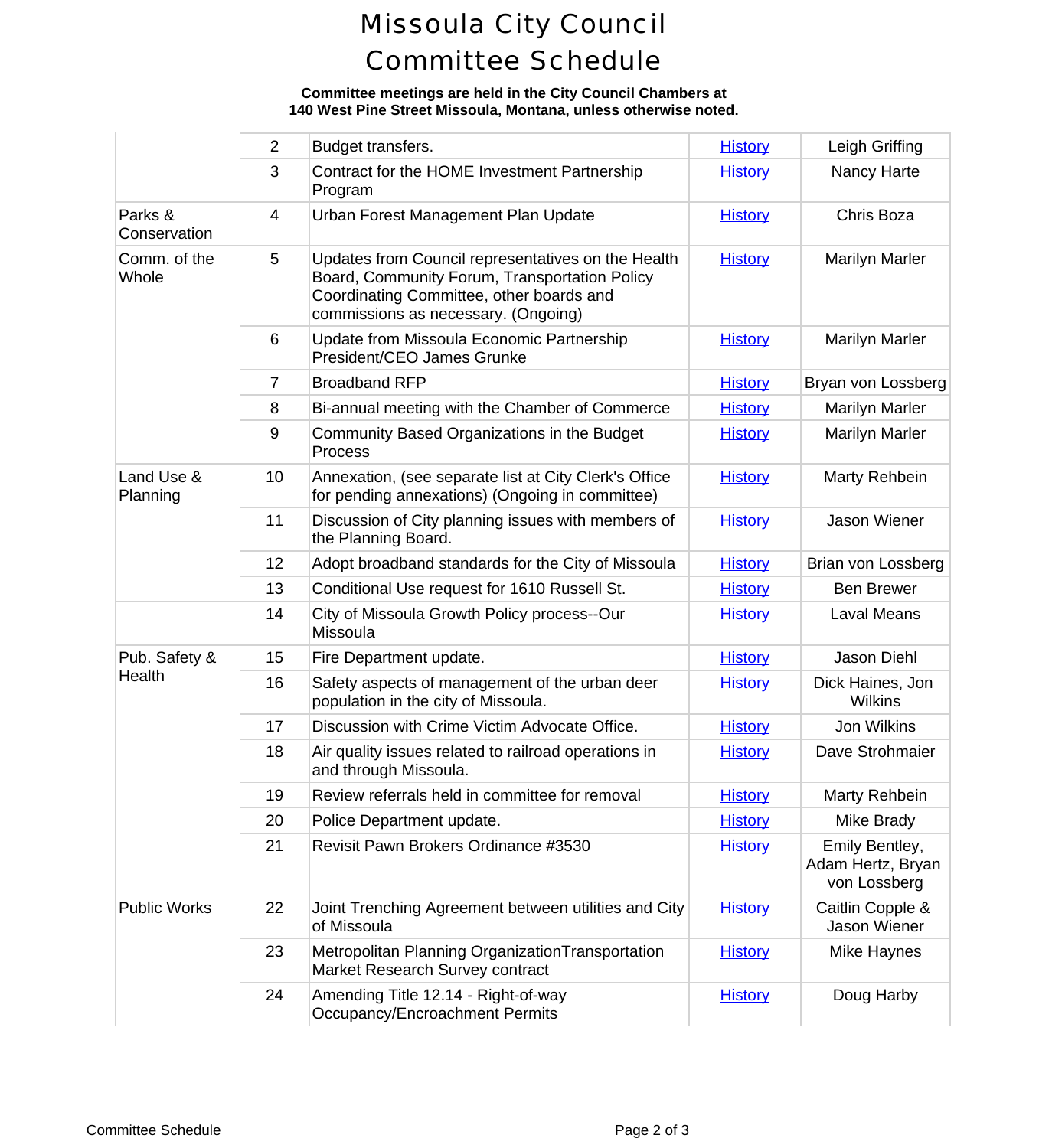# Missoula City Council Committee Schedule

**Committee meetings are held in the City Council Chambers at 140 West Pine Street Missoula, Montana, unless otherwise noted.**

| | | | | |
|---|---|---|---|---|
| | 2 | Budget transfers. | History | Leigh Griffing |
| | 3 | Contract for the HOME Investment Partnership Program | History | Nancy Harte |
| Parks & Conservation | 4 | Urban Forest Management Plan Update | History | Chris Boza |
| Comm. of the Whole | 5 | Updates from Council representatives on the Health Board, Community Forum, Transportation Policy Coordinating Committee, other boards and commissions as necessary. (Ongoing) | History | Marilyn Marler |
| | 6 | Update from Missoula Economic Partnership President/CEO James Grunke | History | Marilyn Marler |
| | 7 | Broadband RFP | History | Bryan von Lossberg |
| | 8 | Bi-annual meeting with the Chamber of Commerce | History | Marilyn Marler |
| | 9 | Community Based Organizations in the Budget Process | History | Marilyn Marler |
| Land Use & Planning | 10 | Annexation, (see separate list at City Clerk's Office for pending annexations) (Ongoing in committee) | History | Marty Rehbein |
| | 11 | Discussion of City planning issues with members of the Planning Board. | History | Jason Wiener |
| | 12 | Adopt broadband standards for the City of Missoula | History | Brian von Lossberg |
| | 13 | Conditional Use request for 1610 Russell St. | History | Ben Brewer |
| | 14 | City of Missoula Growth Policy process--Our Missoula | History | Laval Means |
| Pub. Safety & Health | 15 | Fire Department update. | History | Jason Diehl |
| | 16 | Safety aspects of management of the urban deer population in the city of Missoula. | History | Dick Haines, Jon Wilkins |
| | 17 | Discussion with Crime Victim Advocate Office. | History | Jon Wilkins |
| | 18 | Air quality issues related to railroad operations in and through Missoula. | History | Dave Strohmaier |
| | 19 | Review referrals held in committee for removal | History | Marty Rehbein |
| | 20 | Police Department update. | History | Mike Brady |
| | 21 | Revisit Pawn Brokers Ordinance #3530 | History | Emily Bentley, Adam Hertz, Bryan von Lossberg |
| Public Works | 22 | Joint Trenching Agreement between utilities and City of Missoula | History | Caitlin Copple & Jason Wiener |
| | 23 | Metropolitan Planning OrganizationTransportation Market Research Survey contract | History | Mike Haynes |
| | 24 | Amending Title 12.14 - Right-of-way Occupancy/Encroachment Permits | History | Doug Harby |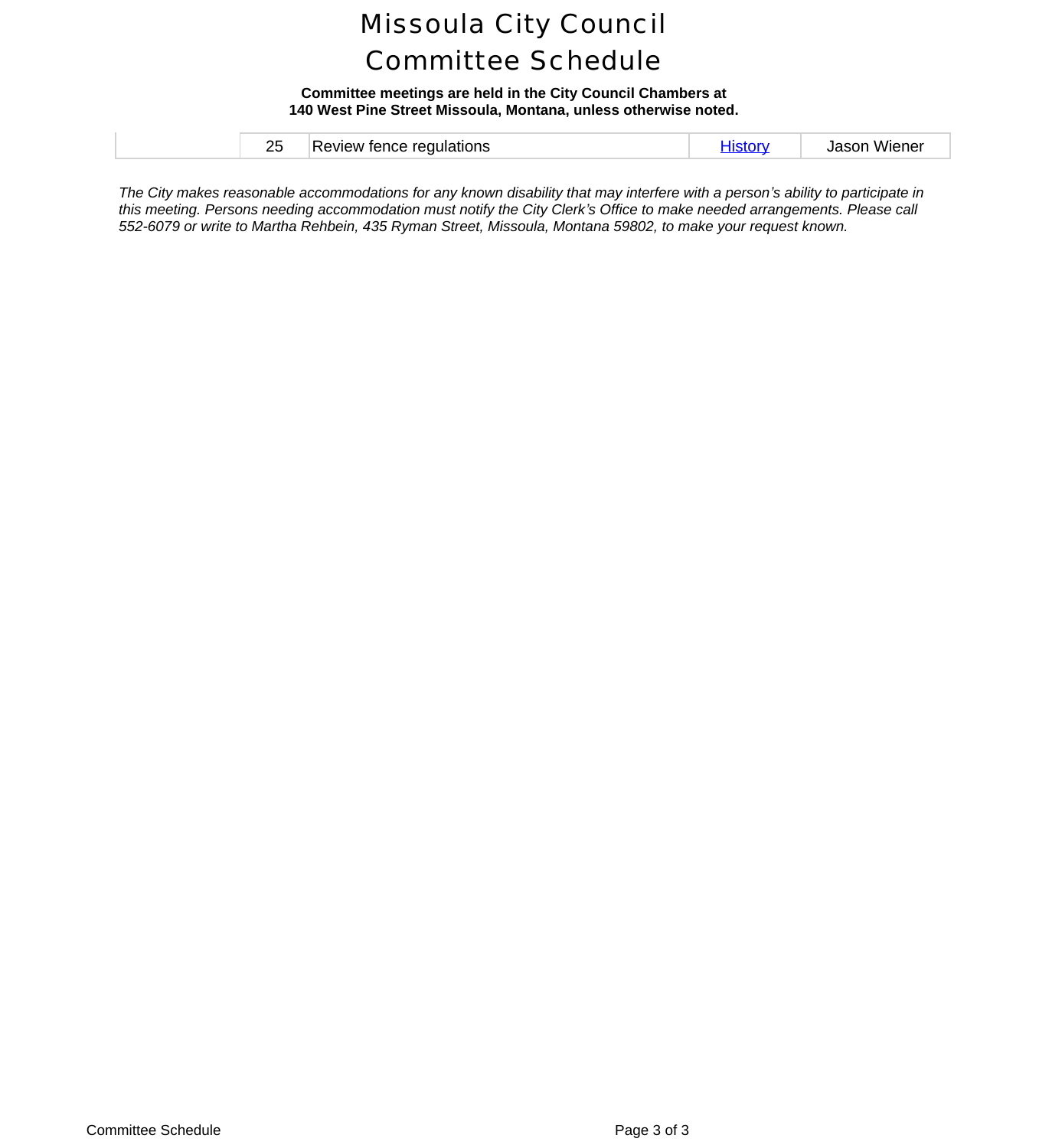# Missoula City Council
# Committee Schedule

**Committee meetings are held in the City Council Chambers at**
**140 West Pine Street Missoula, Montana, unless otherwise noted.**

| | | | | |
|---|---|---|---|---|
| | 25 | Review fence regulations | History | Jason Wiener |

*The City makes reasonable accommodations for any known disability that may interfere with a person's ability to participate in this meeting. Persons needing accommodation must notify the City Clerk's Office to make needed arrangements. Please call 552-6079 or write to Martha Rehbein, 435 Ryman Street, Missoula, Montana 59802, to make your request known.*